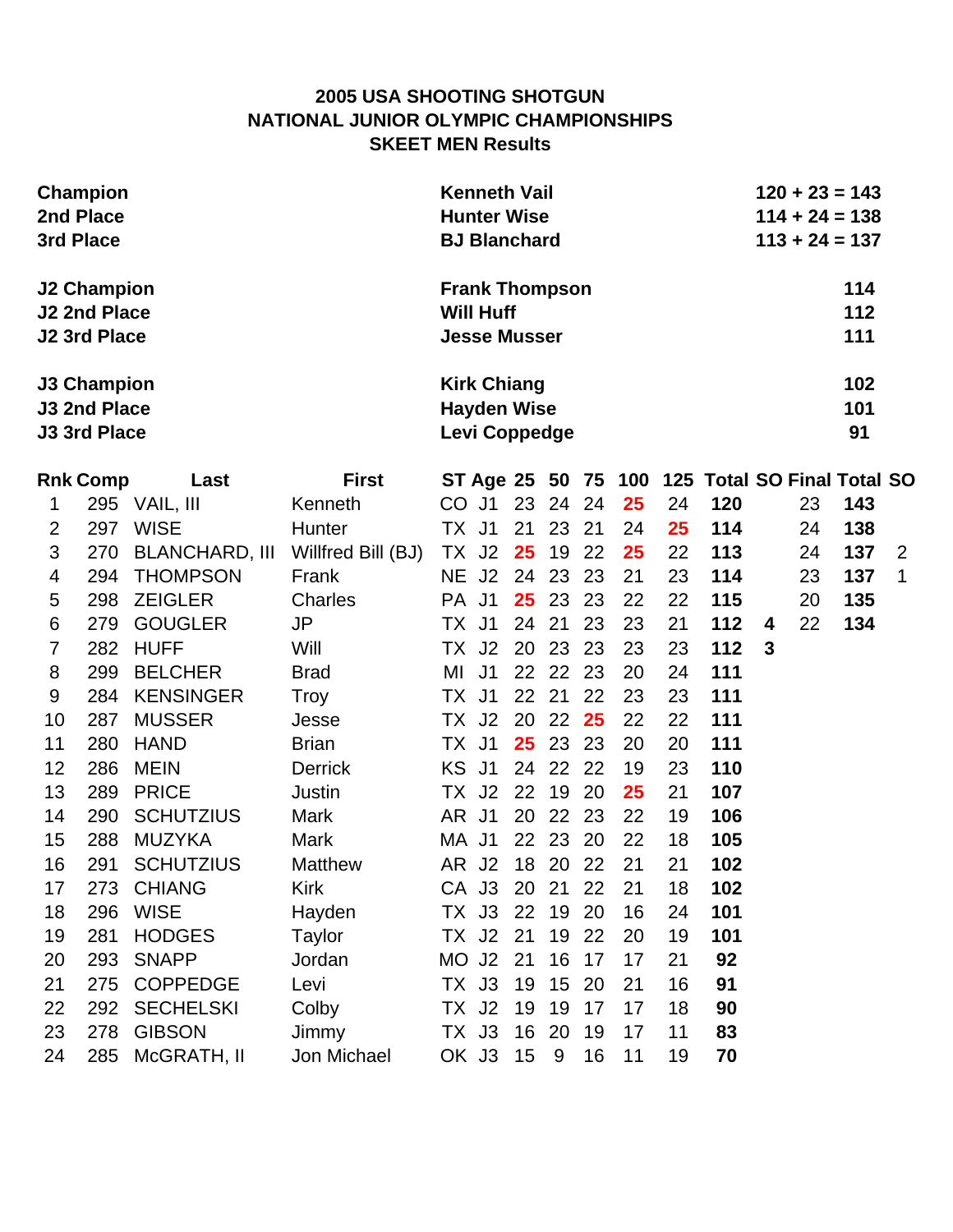**2005 USA SHOOTING SHOTGUN**
**NATIONAL JUNIOR OLYMPIC CHAMPIONSHIPS**
**SKEET MEN Results**

| | | |
|---|---|---|
| **Champion** | **Kenneth Vail** | **120 + 23 = 143** |
| **2nd Place** | **Hunter Wise** | **114 + 24 = 138** |
| **3rd Place** | **BJ Blanchard** | **113 + 24 = 137** |

| | | |
|---|---|---|
| **J2 Champion** | **Frank Thompson** | **114** |
| **J2 2nd Place** | **Will Huff** | **112** |
| **J2 3rd Place** | **Jesse Musser** | **111** |

| | | |
|---|---|---|
| **J3 Champion** | **Kirk Chiang** | **102** |
| **J3 2nd Place** | **Hayden Wise** | **101** |
| **J3 3rd Place** | **Levi Coppedge** | **91** |

| Rnk | Comp | Last | First | ST | Age | 25 | 50 | 75 | 100 | 125 | Total | SO | Final | Total | SO |
|---|---|---|---|---|---|---|---|---|---|---|---|---|---|---|---|
| 1 | 295 | VAIL, III | Kenneth | CO | J1 | 23 | 24 | 24 | 25 | 24 | **120** | | 23 | **143** | |
| 2 | 297 | WISE | Hunter | TX | J1 | 21 | 23 | 21 | 24 | 25 | **114** | | 24 | **138** | |
| 3 | 270 | BLANCHARD, III | Willfred Bill (BJ) | TX | J2 | 25 | 19 | 22 | 25 | 22 | **113** | | 24 | **137** | 2 |
| 4 | 294 | THOMPSON | Frank | NE | J2 | 24 | 23 | 23 | 21 | 23 | **114** | | 23 | **137** | 1 |
| 5 | 298 | ZEIGLER | Charles | PA | J1 | 25 | 23 | 23 | 22 | 22 | **115** | | 20 | **135** | |
| 6 | 279 | GOUGLER | JP | TX | J1 | 24 | 21 | 23 | 23 | 21 | **112** | **4** | 22 | **134** | |
| 7 | 282 | HUFF | Will | TX | J2 | 20 | 23 | 23 | 23 | 23 | **112** | **3** | | | |
| 8 | 299 | BELCHER | Brad | MI | J1 | 22 | 22 | 23 | 20 | 24 | **111** | | | | |
| 9 | 284 | KENSINGER | Troy | TX | J1 | 22 | 21 | 22 | 23 | 23 | **111** | | | | |
| 10 | 287 | MUSSER | Jesse | TX | J2 | 20 | 22 | 25 | 22 | 22 | **111** | | | | |
| 11 | 280 | HAND | Brian | TX | J1 | 25 | 23 | 23 | 20 | 20 | **111** | | | | |
| 12 | 286 | MEIN | Derrick | KS | J1 | 24 | 22 | 22 | 19 | 23 | **110** | | | | |
| 13 | 289 | PRICE | Justin | TX | J2 | 22 | 19 | 20 | 25 | 21 | **107** | | | | |
| 14 | 290 | SCHUTZIUS | Mark | AR | J1 | 20 | 22 | 23 | 22 | 19 | **106** | | | | |
| 15 | 288 | MUZYKA | Mark | MA | J1 | 22 | 23 | 20 | 22 | 18 | **105** | | | | |
| 16 | 291 | SCHUTZIUS | Matthew | AR | J2 | 18 | 20 | 22 | 21 | 21 | **102** | | | | |
| 17 | 273 | CHIANG | Kirk | CA | J3 | 20 | 21 | 22 | 21 | 18 | **102** | | | | |
| 18 | 296 | WISE | Hayden | TX | J3 | 22 | 19 | 20 | 16 | 24 | **101** | | | | |
| 19 | 281 | HODGES | Taylor | TX | J2 | 21 | 19 | 22 | 20 | 19 | **101** | | | | |
| 20 | 293 | SNAPP | Jordan | MO | J2 | 21 | 16 | 17 | 17 | 21 | **92** | | | | |
| 21 | 275 | COPPEDGE | Levi | TX | J3 | 19 | 15 | 20 | 21 | 16 | **91** | | | | |
| 22 | 292 | SECHELSKI | Colby | TX | J2 | 19 | 19 | 17 | 17 | 18 | **90** | | | | |
| 23 | 278 | GIBSON | Jimmy | TX | J3 | 16 | 20 | 19 | 17 | 11 | **83** | | | | |
| 24 | 285 | McGRATH, II | Jon Michael | OK | J3 | 15 | 9 | 16 | 11 | 19 | **70** | | | | |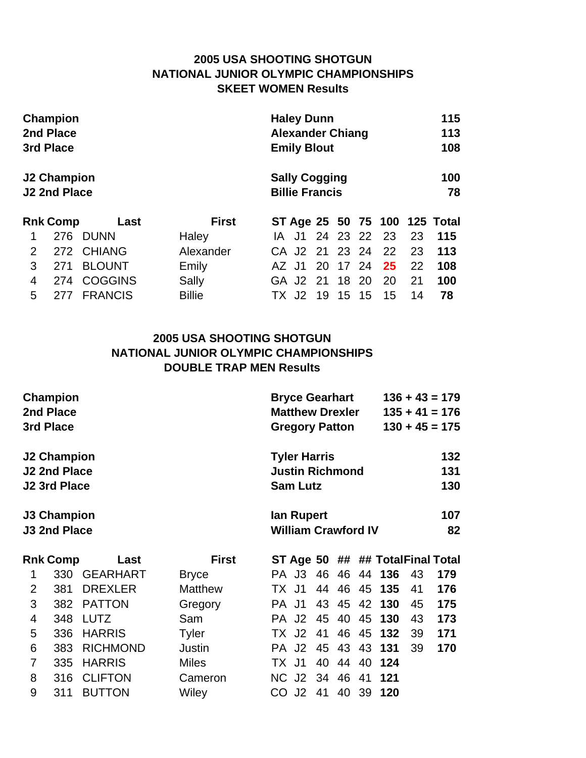## 2005 USA SHOOTING SHOTGUN
## NATIONAL JUNIOR OLYMPIC CHAMPIONSHIPS
## SKEET WOMEN Results

| | | |
|---|---|---|
| **Champion** | **Haley Dunn** | **115** |
| **2nd Place** | **Alexander Chiang** | **113** |
| **3rd Place** | **Emily Blout** | **108** |
| **J2 Champion** | **Sally Cogging** | **100** |
| **J2 2nd Place** | **Billie Francis** | **78** |

| Rnk | Comp | Last | First | ST | Age | 25 | 50 | 75 | 100 | 125 | Total |
|---|---|---|---|---|---|---|---|---|---|---|---|
| 1 | 276 | DUNN | Haley | IA | J1 | 24 | 23 | 22 | 23 | 23 | **115** |
| 2 | 272 | CHIANG | Alexander | CA | J2 | 21 | 23 | 24 | 22 | 23 | **113** |
| 3 | 271 | BLOUNT | Emily | AZ | J1 | 20 | 17 | 24 | **25** | 22 | **108** |
| 4 | 274 | COGGINS | Sally | GA | J2 | 21 | 18 | 20 | 20 | 21 | **100** |
| 5 | 277 | FRANCIS | Billie | TX | J2 | 19 | 15 | 15 | 15 | 14 | **78** |

## 2005 USA SHOOTING SHOTGUN
## NATIONAL JUNIOR OLYMPIC CHAMPIONSHIPS
## DOUBLE TRAP MEN Results

| | | |
|---|---|---|
| **Champion** | **Bryce Gearhart** | **136 + 43 = 179** |
| **2nd Place** | **Matthew Drexler** | **135 + 41 = 176** |
| **3rd Place** | **Gregory Patton** | **130 + 45 = 175** |
| **J2 Champion** | **Tyler Harris** | **132** |
| **J2 2nd Place** | **Justin Richmond** | **131** |
| **J2 3rd Place** | **Sam Lutz** | **130** |
| **J3 Champion** | **Ian Rupert** | **107** |
| **J3 2nd Place** | **William Crawford IV** | **82** |

| Rnk | Comp | Last | First | ST | Age | 50 | ## | ## | Total | Final | Total |
|---|---|---|---|---|---|---|---|---|---|---|---|
| 1 | 330 | GEARHART | Bryce | PA | J3 | 46 | 46 | 44 | **136** | 43 | **179** |
| 2 | 381 | DREXLER | Matthew | TX | J1 | 44 | 46 | 45 | **135** | 41 | **176** |
| 3 | 382 | PATTON | Gregory | PA | J1 | 43 | 45 | 42 | **130** | 45 | **175** |
| 4 | 348 | LUTZ | Sam | PA | J2 | 45 | 40 | 45 | **130** | 43 | **173** |
| 5 | 336 | HARRIS | Tyler | TX | J2 | 41 | 46 | 45 | **132** | 39 | **171** |
| 6 | 383 | RICHMOND | Justin | PA | J2 | 45 | 43 | 43 | **131** | 39 | **170** |
| 7 | 335 | HARRIS | Miles | TX | J1 | 40 | 44 | 40 | **124** | | |
| 8 | 316 | CLIFTON | Cameron | NC | J2 | 34 | 46 | 41 | **121** | | |
| 9 | 311 | BUTTON | Wiley | CO | J2 | 41 | 40 | 39 | **120** | | |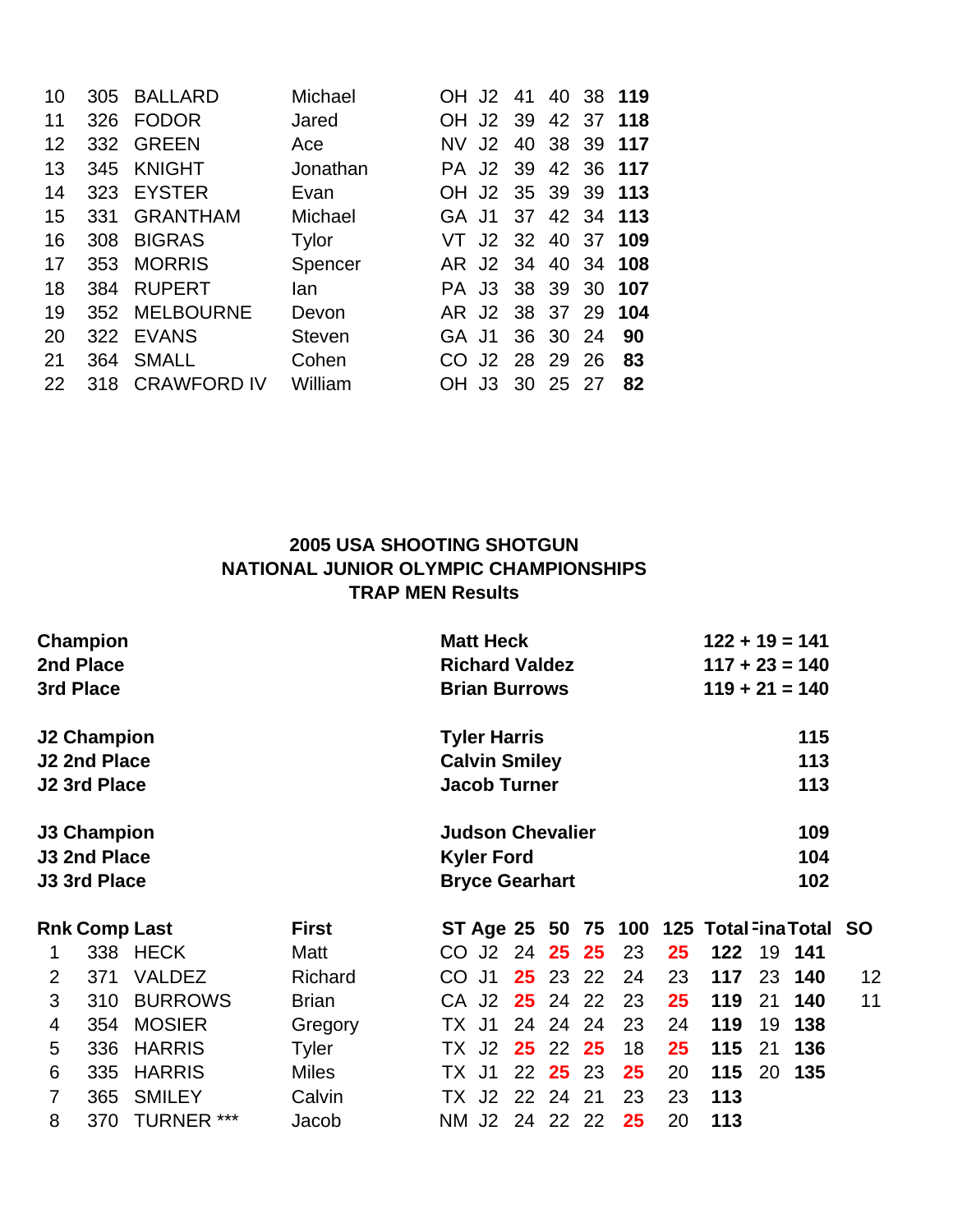| | | | | | | | | | |
|---|---|---|---|---|---|---|---|---|---|
| 10 | 305 | BALLARD | Michael | OH | J2 | 41 | 40 | 38 | **119** |
| 11 | 326 | FODOR | Jared | OH | J2 | 39 | 42 | 37 | **118** |
| 12 | 332 | GREEN | Ace | NV | J2 | 40 | 38 | 39 | **117** |
| 13 | 345 | KNIGHT | Jonathan | PA | J2 | 39 | 42 | 36 | **117** |
| 14 | 323 | EYSTER | Evan | OH | J2 | 35 | 39 | 39 | **113** |
| 15 | 331 | GRANTHAM | Michael | GA | J1 | 37 | 42 | 34 | **113** |
| 16 | 308 | BIGRAS | Tylor | VT | J2 | 32 | 40 | 37 | **109** |
| 17 | 353 | MORRIS | Spencer | AR | J2 | 34 | 40 | 34 | **108** |
| 18 | 384 | RUPERT | Ian | PA | J3 | 38 | 39 | 30 | **107** |
| 19 | 352 | MELBOURNE | Devon | AR | J2 | 38 | 37 | 29 | **104** |
| 20 | 322 | EVANS | Steven | GA | J1 | 36 | 30 | 24 | **90** |
| 21 | 364 | SMALL | Cohen | CO | J2 | 28 | 29 | 26 | **83** |
| 22 | 318 | CRAWFORD IV | William | OH | J3 | 30 | 25 | 27 | **82** |

**2005 USA SHOOTING SHOTGUN**
**NATIONAL JUNIOR OLYMPIC CHAMPIONSHIPS**
**TRAP MEN Results**

| | | |
|---|---|---|
| **Champion** | **Matt Heck** | **122 + 19 = 141** |
| **2nd Place** | **Richard Valdez** | **117 + 23 = 140** |
| **3rd Place** | **Brian Burrows** | **119 + 21 = 140** |
| **J2 Champion** | **Tyler Harris** | **115** |
| **J2 2nd Place** | **Calvin Smiley** | **113** |
| **J2 3rd Place** | **Jacob Turner** | **113** |
| **J3 Champion** | **Judson Chevalier** | **109** |
| **J3 2nd Place** | **Kyler Ford** | **104** |
| **J3 3rd Place** | **Bryce Gearhart** | **102** |

| **Rnk** | **Comp** | **Last** | **First** | **ST** | **Age** | **25** | **50** | **75** | **100** | **125** | **Total** | **Final** | **Total** | **SO** |
|---|---|---|---|---|---|---|---|---|---|---|---|---|---|---|
| 1 | 338 | HECK | Matt | CO | J2 | 24 | **25** | **25** | 23 | **25** | **122** | 19 | **141** | |
| 2 | 371 | VALDEZ | Richard | CO | J1 | **25** | 23 | 22 | 24 | 23 | **117** | 23 | **140** | 12 |
| 3 | 310 | BURROWS | Brian | CA | J2 | **25** | 24 | 22 | 23 | **25** | **119** | 21 | **140** | 11 |
| 4 | 354 | MOSIER | Gregory | TX | J1 | 24 | 24 | 24 | 23 | 24 | **119** | 19 | **138** | |
| 5 | 336 | HARRIS | Tyler | TX | J2 | **25** | 22 | **25** | 18 | **25** | **115** | 21 | **136** | |
| 6 | 335 | HARRIS | Miles | TX | J1 | 22 | **25** | 23 | **25** | 20 | **115** | 20 | **135** | |
| 7 | 365 | SMILEY | Calvin | TX | J2 | 22 | 24 | 21 | 23 | 23 | **113** | | | |
| 8 | 370 | TURNER *** | Jacob | NM | J2 | 24 | 22 | 22 | **25** | 20 | **113** | | | |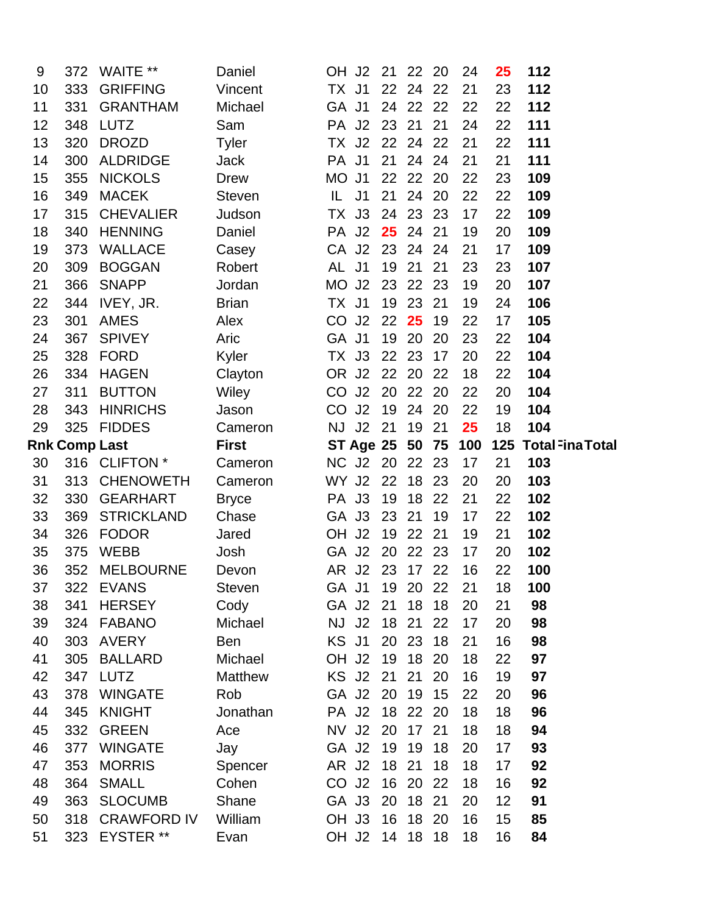| | | | | | | | | | | | | | |
|---|---|---|---|---|---|---|---|---|---|---|---|---|---|
| 9 | 372 | WAITE ** | Daniel | OH | J2 | 21 | 22 | 20 | 24 | 25 | 112 | | |
| 10 | 333 | GRIFFING | Vincent | TX | J1 | 22 | 24 | 22 | 21 | 23 | 112 | | |
| 11 | 331 | GRANTHAM | Michael | GA | J1 | 24 | 22 | 22 | 22 | 22 | 112 | | |
| 12 | 348 | LUTZ | Sam | PA | J2 | 23 | 21 | 21 | 24 | 22 | 111 | | |
| 13 | 320 | DROZD | Tyler | TX | J2 | 22 | 24 | 22 | 21 | 22 | 111 | | |
| 14 | 300 | ALDRIDGE | Jack | PA | J1 | 21 | 24 | 24 | 21 | 21 | 111 | | |
| 15 | 355 | NICKOLS | Drew | MO | J1 | 22 | 22 | 20 | 22 | 23 | 109 | | |
| 16 | 349 | MACEK | Steven | IL | J1 | 21 | 24 | 20 | 22 | 22 | 109 | | |
| 17 | 315 | CHEVALIER | Judson | TX | J3 | 24 | 23 | 23 | 17 | 22 | 109 | | |
| 18 | 340 | HENNING | Daniel | PA | J2 | 25 | 24 | 21 | 19 | 20 | 109 | | |
| 19 | 373 | WALLACE | Casey | CA | J2 | 23 | 24 | 24 | 21 | 17 | 109 | | |
| 20 | 309 | BOGGAN | Robert | AL | J1 | 19 | 21 | 21 | 23 | 23 | 107 | | |
| 21 | 366 | SNAPP | Jordan | MO | J2 | 23 | 22 | 23 | 19 | 20 | 107 | | |
| 22 | 344 | IVEY, JR. | Brian | TX | J1 | 19 | 23 | 21 | 19 | 24 | 106 | | |
| 23 | 301 | AMES | Alex | CO | J2 | 22 | 25 | 19 | 22 | 17 | 105 | | |
| 24 | 367 | SPIVEY | Aric | GA | J1 | 19 | 20 | 20 | 23 | 22 | 104 | | |
| 25 | 328 | FORD | Kyler | TX | J3 | 22 | 23 | 17 | 20 | 22 | 104 | | |
| 26 | 334 | HAGEN | Clayton | OR | J2 | 22 | 20 | 22 | 18 | 22 | 104 | | |
| 27 | 311 | BUTTON | Wiley | CO | J2 | 20 | 22 | 20 | 22 | 20 | 104 | | |
| 28 | 343 | HINRICHS | Jason | CO | J2 | 19 | 24 | 20 | 22 | 19 | 104 | | |
| 29 | 325 | FIDDES | Cameron | NJ | J2 | 21 | 19 | 21 | 25 | 18 | 104 | | |
| **Rnk** | **Comp** | **Last** | **First** | **ST** | **Age** | **25** | **50** | **75** | **100** | **125** | **Total** | **Fina** | **Total** |
| 30 | 316 | CLIFTON * | Cameron | NC | J2 | 20 | 22 | 23 | 17 | 21 | 103 | | |
| 31 | 313 | CHENOWETH | Cameron | WY | J2 | 22 | 18 | 23 | 20 | 20 | 103 | | |
| 32 | 330 | GEARHART | Bryce | PA | J3 | 19 | 18 | 22 | 21 | 22 | 102 | | |
| 33 | 369 | STRICKLAND | Chase | GA | J3 | 23 | 21 | 19 | 17 | 22 | 102 | | |
| 34 | 326 | FODOR | Jared | OH | J2 | 19 | 22 | 21 | 19 | 21 | 102 | | |
| 35 | 375 | WEBB | Josh | GA | J2 | 20 | 22 | 23 | 17 | 20 | 102 | | |
| 36 | 352 | MELBOURNE | Devon | AR | J2 | 23 | 17 | 22 | 16 | 22 | 100 | | |
| 37 | 322 | EVANS | Steven | GA | J1 | 19 | 20 | 22 | 21 | 18 | 100 | | |
| 38 | 341 | HERSEY | Cody | GA | J2 | 21 | 18 | 18 | 20 | 21 | 98 | | |
| 39 | 324 | FABANO | Michael | NJ | J2 | 18 | 21 | 22 | 17 | 20 | 98 | | |
| 40 | 303 | AVERY | Ben | KS | J1 | 20 | 23 | 18 | 21 | 16 | 98 | | |
| 41 | 305 | BALLARD | Michael | OH | J2 | 19 | 18 | 20 | 18 | 22 | 97 | | |
| 42 | 347 | LUTZ | Matthew | KS | J2 | 21 | 21 | 20 | 16 | 19 | 97 | | |
| 43 | 378 | WINGATE | Rob | GA | J2 | 20 | 19 | 15 | 22 | 20 | 96 | | |
| 44 | 345 | KNIGHT | Jonathan | PA | J2 | 18 | 22 | 20 | 18 | 18 | 96 | | |
| 45 | 332 | GREEN | Ace | NV | J2 | 20 | 17 | 21 | 18 | 18 | 94 | | |
| 46 | 377 | WINGATE | Jay | GA | J2 | 19 | 19 | 18 | 20 | 17 | 93 | | |
| 47 | 353 | MORRIS | Spencer | AR | J2 | 18 | 21 | 18 | 18 | 17 | 92 | | |
| 48 | 364 | SMALL | Cohen | CO | J2 | 16 | 20 | 22 | 18 | 16 | 92 | | |
| 49 | 363 | SLOCUMB | Shane | GA | J3 | 20 | 18 | 21 | 20 | 12 | 91 | | |
| 50 | 318 | CRAWFORD IV | William | OH | J3 | 16 | 18 | 20 | 16 | 15 | 85 | | |
| 51 | 323 | EYSTER ** | Evan | OH | J2 | 14 | 18 | 18 | 18 | 16 | 84 | | |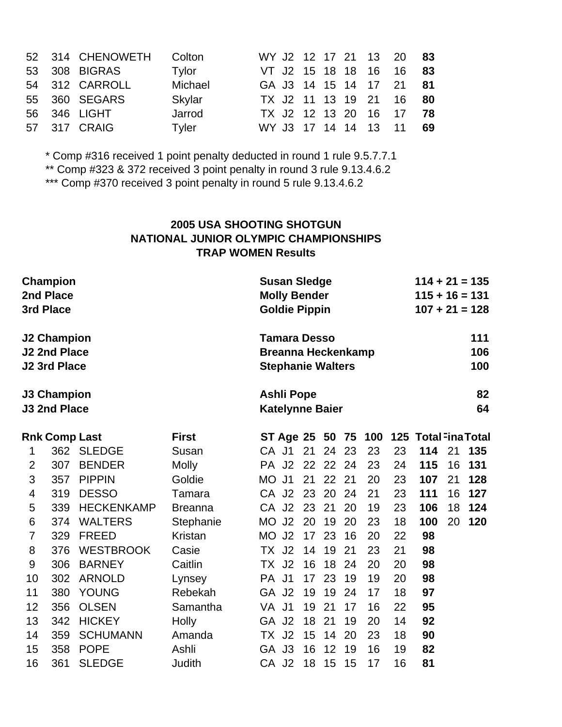| | | | | | | | | | | | |
|---|---|---|---|---|---|---|---|---|---|---|---|
| 52 | 314 | CHENOWETH | Colton | WY | J2 | 12 | 17 | 21 | 13 | 20 | **83** |
| 53 | 308 | BIGRAS | Tylor | VT | J2 | 15 | 18 | 18 | 16 | 16 | **83** |
| 54 | 312 | CARROLL | Michael | GA | J3 | 14 | 15 | 14 | 17 | 21 | **81** |
| 55 | 360 | SEGARS | Skylar | TX | J2 | 11 | 13 | 19 | 21 | 16 | **80** |
| 56 | 346 | LIGHT | Jarrod | TX | J2 | 12 | 13 | 20 | 16 | 17 | **78** |
| 57 | 317 | CRAIG | Tyler | WY | J3 | 17 | 14 | 14 | 13 | 11 | **69** |

\* Comp #316 received 1 point penalty deducted in round 1 rule 9.5.7.7.1

\*\* Comp #323 & 372 received 3 point penalty in round 3 rule 9.13.4.6.2

\*\*\* Comp #370 received 3 point penalty in round 5 rule 9.13.4.6.2

## 2005 USA SHOOTING SHOTGUN
## NATIONAL JUNIOR OLYMPIC CHAMPIONSHIPS
## TRAP WOMEN Results

| | | |
|---|---|---|
| **Champion** | **Susan Sledge** | **114 + 21 = 135** |
| **2nd Place** | **Molly Bender** | **115 + 16 = 131** |
| **3rd Place** | **Goldie Pippin** | **107 + 21 = 128** |
| **J2 Champion** | **Tamara Desso** | **111** |
| **J2 2nd Place** | **Breanna Heckenkamp** | **106** |
| **J2 3rd Place** | **Stephanie Walters** | **100** |
| **J3 Champion** | **Ashli Pope** | **82** |
| **J3 2nd Place** | **Katelynne Baier** | **64** |

| Rnk | Comp | Last | First | ST | Age | 25 | 50 | 75 | 100 | 125 | Total | Final | Total |
|---|---|---|---|---|---|---|---|---|---|---|---|---|---|
| 1 | 362 | SLEDGE | Susan | CA | J1 | 21 | 24 | 23 | 23 | 23 | **114** | 21 | **135** |
| 2 | 307 | BENDER | Molly | PA | J2 | 22 | 22 | 24 | 23 | 24 | **115** | 16 | **131** |
| 3 | 357 | PIPPIN | Goldie | MO | J1 | 21 | 22 | 21 | 20 | 23 | **107** | 21 | **128** |
| 4 | 319 | DESSO | Tamara | CA | J2 | 23 | 20 | 24 | 21 | 23 | **111** | 16 | **127** |
| 5 | 339 | HECKENKAMP | Breanna | CA | J2 | 23 | 21 | 20 | 19 | 23 | **106** | 18 | **124** |
| 6 | 374 | WALTERS | Stephanie | MO | J2 | 20 | 19 | 20 | 23 | 18 | **100** | 20 | **120** |
| 7 | 329 | FREED | Kristan | MO | J2 | 17 | 23 | 16 | 20 | 22 | **98** | | |
| 8 | 376 | WESTBROOK | Casie | TX | J2 | 14 | 19 | 21 | 23 | 21 | **98** | | |
| 9 | 306 | BARNEY | Caitlin | TX | J2 | 16 | 18 | 24 | 20 | 20 | **98** | | |
| 10 | 302 | ARNOLD | Lynsey | PA | J1 | 17 | 23 | 19 | 19 | 20 | **98** | | |
| 11 | 380 | YOUNG | Rebekah | GA | J2 | 19 | 19 | 24 | 17 | 18 | **97** | | |
| 12 | 356 | OLSEN | Samantha | VA | J1 | 19 | 21 | 17 | 16 | 22 | **95** | | |
| 13 | 342 | HICKEY | Holly | GA | J2 | 18 | 21 | 19 | 20 | 14 | **92** | | |
| 14 | 359 | SCHUMANN | Amanda | TX | J2 | 15 | 14 | 20 | 23 | 18 | **90** | | |
| 15 | 358 | POPE | Ashli | GA | J3 | 16 | 12 | 19 | 16 | 19 | **82** | | |
| 16 | 361 | SLEDGE | Judith | CA | J2 | 18 | 15 | 15 | 17 | 16 | **81** | | |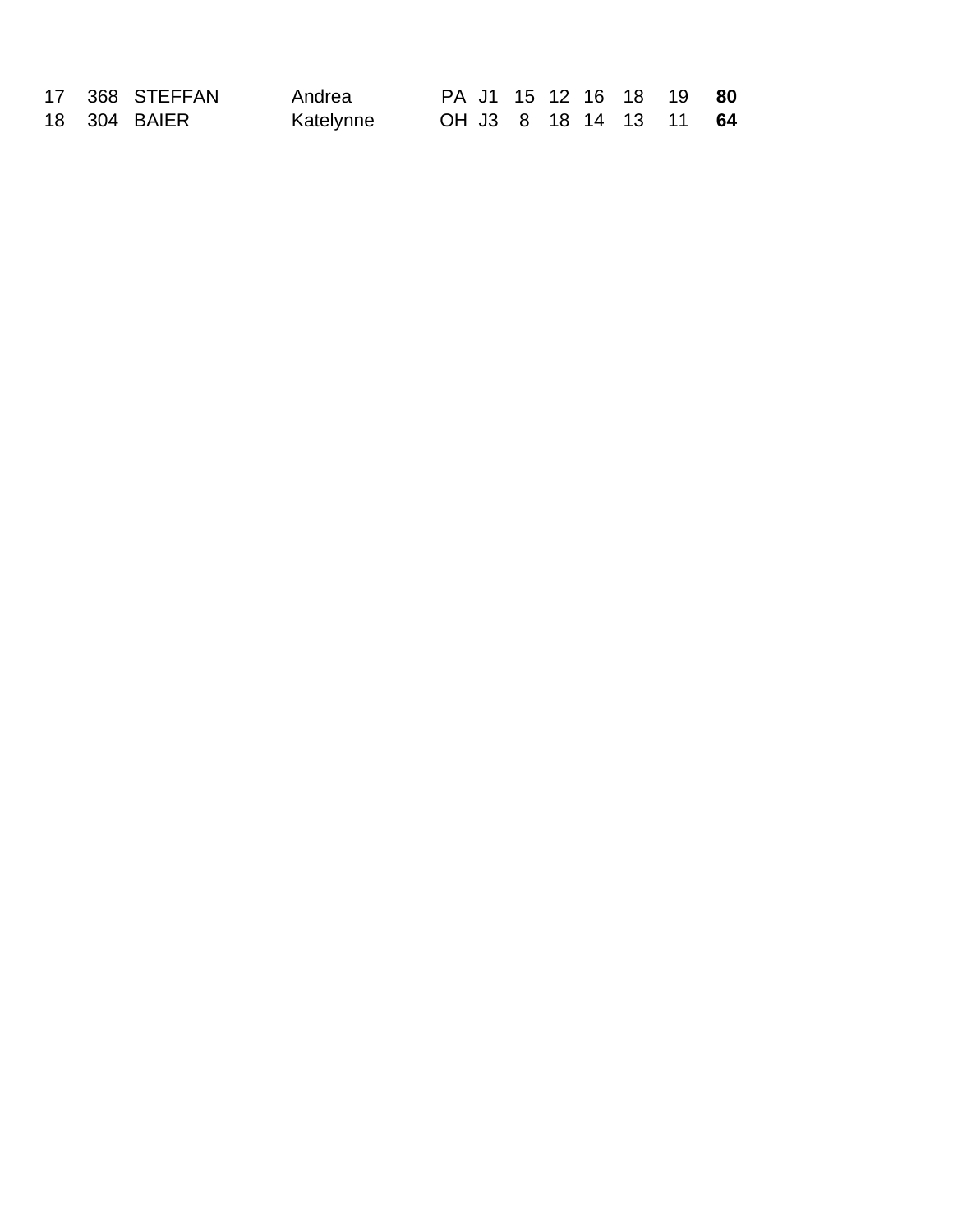| | | | | | | | | | | | | |
|---|---|---|---|---|---|---|---|---|---|---|---|---|
| 17 | 368 | STEFFAN | Andrea | PA | J1 | 15 | 12 | 16 | 18 | 19 | **80** |
| 18 | 304 | BAIER | Katelynne | OH | J3 | 8 | 18 | 14 | 13 | 11 | **64** |